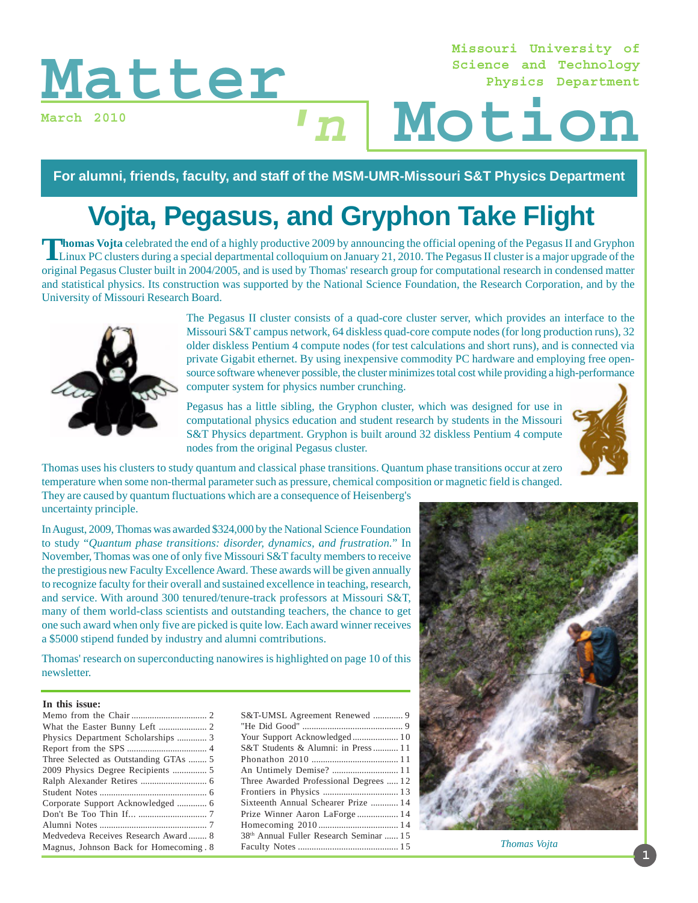# Matter 'n Motion

Missouri University of Science and Technology Physics Department

March 2010

**For alumni, friends, faculty, and staff of the MSM-UMR-Missouri S&T Physics Department**

## Vojta, Pegasus, and Gryphon Take Flight

**Thomas Vojta** celebrated the end of a highly productive 2009 by announcing the official opening of the Pegasus II and Gryphon Linux PC clusters during a special departmental colloquium on January 21, 2010. The Pegasus II cluster is a major upgrade of the original Pegasus Cluster built in 2004/2005, and is used by Thomas' research group for computational research in condensed matter and statistical physics. Its construction was supported by the National Science Foundation, the Research Corporation, and by the University of Missouri Research Board.

The Pegasus II cluster consists of a quad-core cluster server, which provides an interface to the Missouri S&T campus network, 64 diskless quad-core compute nodes (for long production runs), 32 older diskless Pentium 4 compute nodes (for test calculations and short runs), and is connected via private Gigabit ethernet. By using inexpensive commodity PC hardware and employing free open-source software whenever possible, the cluster minimizes total cost while providing a high-performance computer system for physics number crunching.

Pegasus has a little sibling, the Gryphon cluster, which was designed for use in computational physics education and student research by students in the Missouri S&T Physics department. Gryphon is built around 32 diskless Pentium 4 compute nodes from the original Pegasus cluster.

Thomas uses his clusters to study quantum and classical phase transitions. Quantum phase transitions occur at zero temperature when some non-thermal parameter such as pressure, chemical composition or magnetic field is changed. They are caused by quantum fluctuations which are a consequence of Heisenberg's uncertainty principle.

In August, 2009, Thomas was awarded $324,000 by the National Science Foundation to study "*Quantum phase transitions: disorder, dynamics, and frustration.*" In November, Thomas was one of only five Missouri S&T faculty members to receive the prestigious new Faculty Excellence Award. These awards will be given annually to recognize faculty for their overall and sustained excellence in teaching, research, and service. With around 300 tenured/tenure-track professors at Missouri S&T, many of them world-class scientists and outstanding teachers, the chance to get one such award when only five are picked is quite low. Each award winner receives a $5000 stipend funded by industry and alumni comtributions.

Thomas' research on superconducting nanowires is highlighted on page 10 of this newsletter.

*Thomas Vojta*

**In this issue:**

- Memo from the Chair .......... 2
- What the Easter Bunny Left .......... 2
- Physics Department Scholarships .......... 3
- Report from the SPS .......... 4
- Three Selected as Outstanding GTAs .......... 5
- 2009 Physics Degree Recipients .......... 5
- Ralph Alexander Retires .......... 6
- Student Notes .......... 6
- Corporate Support Acknowledged .......... 6
- Don't Be Too Thin If... .......... 7
- Alumni Notes .......... 7
- Medvedeva Receives Research Award .......... 8
- Magnus, Johnson Back for Homecoming .......... 8
- S&T-UMSL Agreement Renewed .......... 9
- "He Did Good" .......... 9
- Your Support Acknowledged .......... 10
- S&T Students & Alumni: in Press .......... 11
- Phonathon 2010 .......... 11
- An Untimely Demise? .......... 11
- Three Awarded Professional Degrees .......... 12
- Frontiers in Physics .......... 13
- Sixteenth Annual Schearer Prize .......... 14
- Prize Winner Aaron LaForge .......... 14
- Homecoming 2010 .......... 14
- 38th Annual Fuller Research Seminar .......... 15
- Faculty Notes .......... 15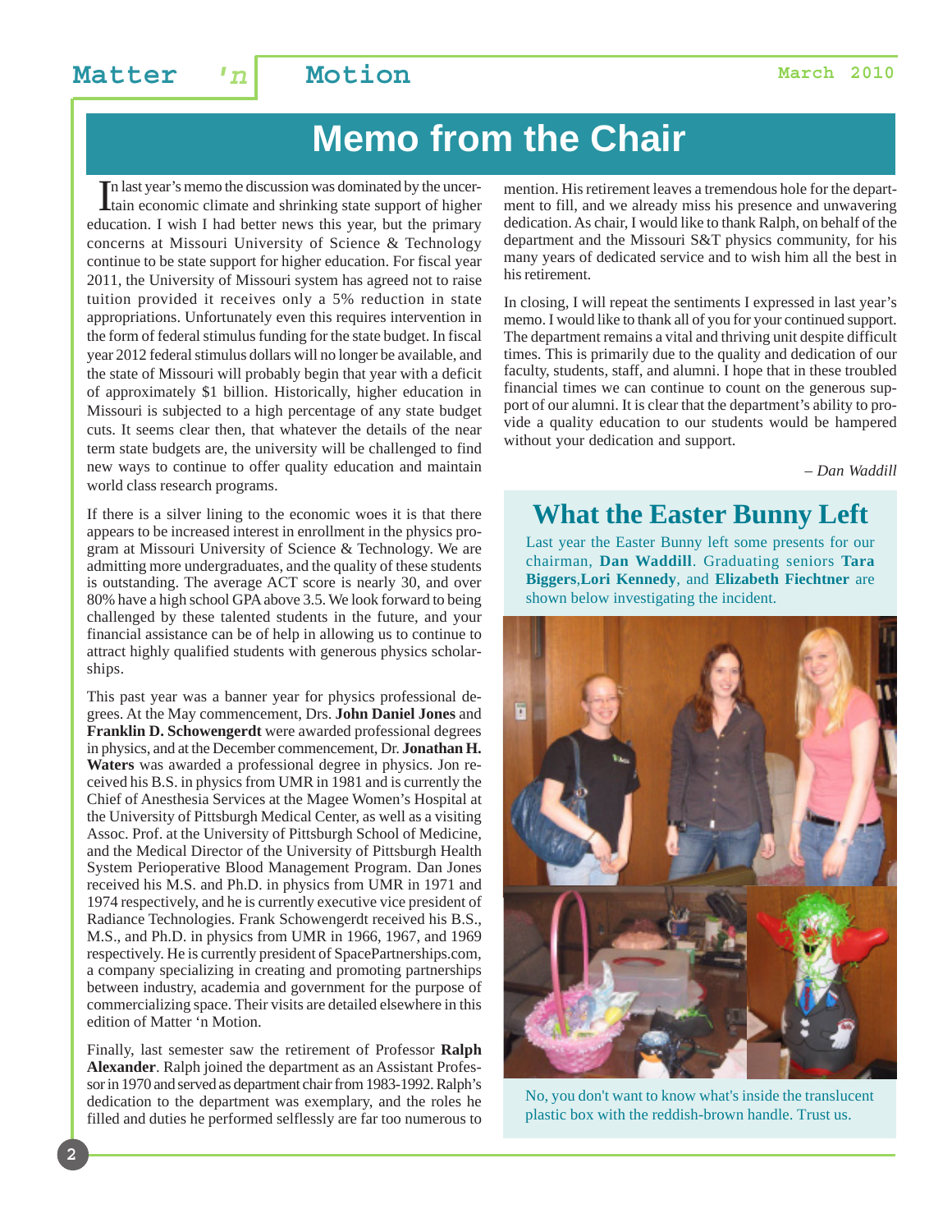# Memo from the Chair

In last year's memo the discussion was dominated by the uncertain economic climate and shrinking state support of higher education. I wish I had better news this year, but the primary concerns at Missouri University of Science & Technology continue to be state support for higher education. For fiscal year 2011, the University of Missouri system has agreed not to raise tuition provided it receives only a 5% reduction in state appropriations. Unfortunately even this requires intervention in the form of federal stimulus funding for the state budget. In fiscal year 2012 federal stimulus dollars will no longer be available, and the state of Missouri will probably begin that year with a deficit of approximately $1 billion. Historically, higher education in Missouri is subjected to a high percentage of any state budget cuts. It seems clear then, that whatever the details of the near term state budgets are, the university will be challenged to find new ways to continue to offer quality education and maintain world class research programs.

If there is a silver lining to the economic woes it is that there appears to be increased interest in enrollment in the physics program at Missouri University of Science & Technology. We are admitting more undergraduates, and the quality of these students is outstanding. The average ACT score is nearly 30, and over 80% have a high school GPA above 3.5. We look forward to being challenged by these talented students in the future, and your financial assistance can be of help in allowing us to continue to attract highly qualified students with generous physics scholarships.

This past year was a banner year for physics professional degrees. At the May commencement, Drs. **John Daniel Jones** and **Franklin D. Schowengerdt** were awarded professional degrees in physics, and at the December commencement, Dr. **Jonathan H. Waters** was awarded a professional degree in physics. Jon received his B.S. in physics from UMR in 1981 and is currently the Chief of Anesthesia Services at the Magee Women's Hospital at the University of Pittsburgh Medical Center, as well as a visiting Assoc. Prof. at the University of Pittsburgh School of Medicine, and the Medical Director of the University of Pittsburgh Health System Perioperative Blood Management Program. Dan Jones received his M.S. and Ph.D. in physics from UMR in 1971 and 1974 respectively, and he is currently executive vice president of Radiance Technologies. Frank Schowengerdt received his B.S., M.S., and Ph.D. in physics from UMR in 1966, 1967, and 1969 respectively. He is currently president of SpacePartnerships.com, a company specializing in creating and promoting partnerships between industry, academia and government for the purpose of commercializing space. Their visits are detailed elsewhere in this edition of Matter 'n Motion.

Finally, last semester saw the retirement of Professor **Ralph Alexander**. Ralph joined the department as an Assistant Professor in 1970 and served as department chair from 1983-1992. Ralph's dedication to the department was exemplary, and the roles he filled and duties he performed selflessly are far too numerous to mention. His retirement leaves a tremendous hole for the department to fill, and we already miss his presence and unwavering dedication. As chair, I would like to thank Ralph, on behalf of the department and the Missouri S&T physics community, for his many years of dedicated service and to wish him all the best in his retirement.

In closing, I will repeat the sentiments I expressed in last year's memo. I would like to thank all of you for your continued support. The department remains a vital and thriving unit despite difficult times. This is primarily due to the quality and dedication of our faculty, students, staff, and alumni. I hope that in these troubled financial times we can continue to count on the generous support of our alumni. It is clear that the department's ability to provide a quality education to our students would be hampered without your dedication and support.

*– Dan Waddill*

## What the Easter Bunny Left

Last year the Easter Bunny left some presents for our chairman, **Dan Waddill**. Graduating seniors **Tara Biggers**,**Lori Kennedy**, and **Elizabeth Fiechtner** are shown below investigating the incident.

No, you don't want to know what's inside the translucent plastic box with the reddish-brown handle. Trust us.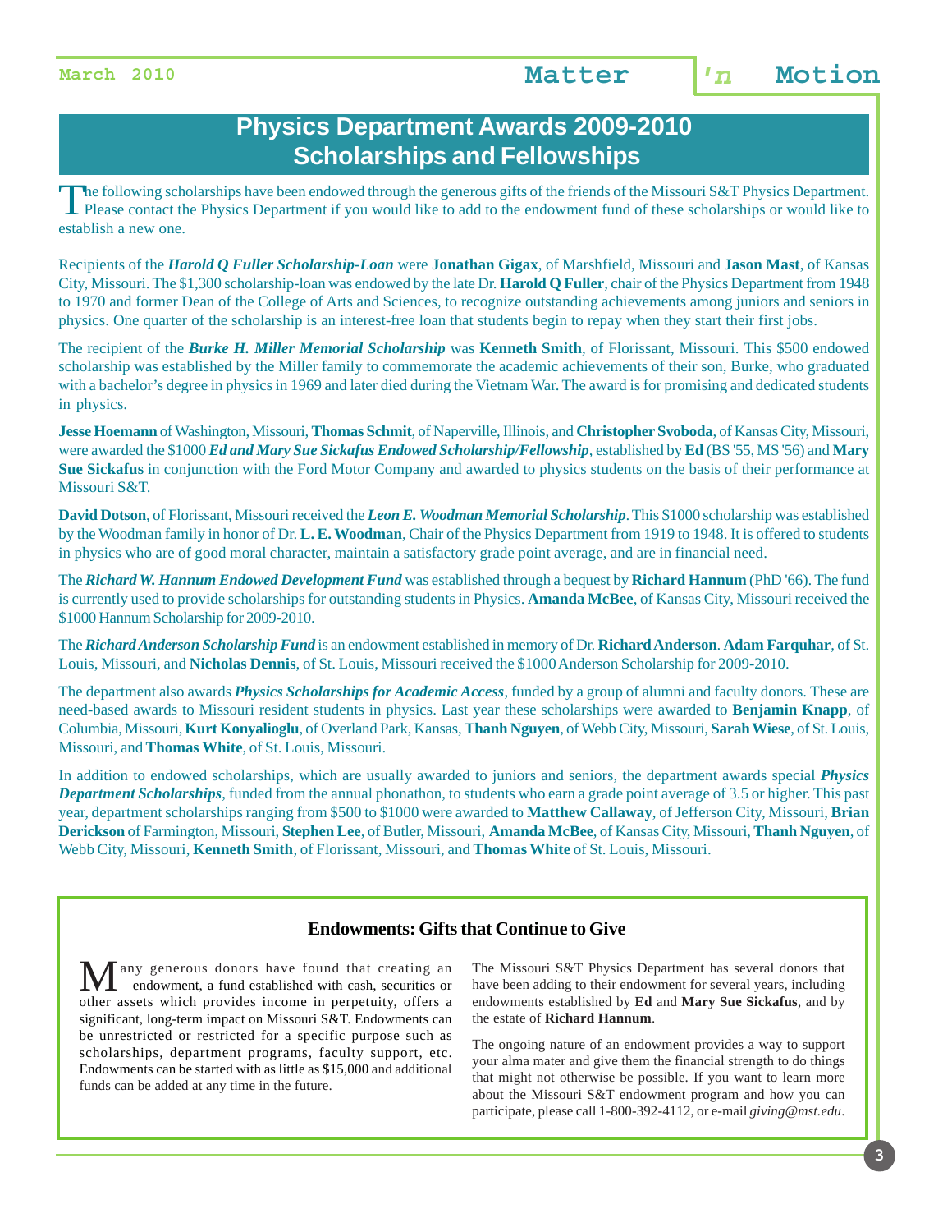# Physics Department Awards 2009-2010
# Scholarships and Fellowships

The following scholarships have been endowed through the generous gifts of the friends of the Missouri S&T Physics Department. Please contact the Physics Department if you would like to add to the endowment fund of these scholarships or would like to establish a new one.

Recipients of the ***Harold Q Fuller Scholarship-Loan*** were **Jonathan Gigax**, of Marshfield, Missouri and **Jason Mast**, of Kansas City, Missouri. The $1,300 scholarship-loan was endowed by the late Dr. **Harold Q Fuller**, chair of the Physics Department from 1948 to 1970 and former Dean of the College of Arts and Sciences, to recognize outstanding achievements among juniors and seniors in physics. One quarter of the scholarship is an interest-free loan that students begin to repay when they start their first jobs.

The recipient of the ***Burke H. Miller Memorial Scholarship*** was **Kenneth Smith**, of Florissant, Missouri. This $500 endowed scholarship was established by the Miller family to commemorate the academic achievements of their son, Burke, who graduated with a bachelor's degree in physics in 1969 and later died during the Vietnam War. The award is for promising and dedicated students in physics.

**Jesse Hoemann** of Washington, Missouri, **Thomas Schmit**, of Naperville, Illinois, and **Christopher Svoboda**, of Kansas City, Missouri, were awarded the $1000 ***Ed and Mary Sue Sickafus Endowed Scholarship/Fellowship***, established by **Ed** (BS '55, MS '56) and **Mary Sue Sickafus** in conjunction with the Ford Motor Company and awarded to physics students on the basis of their performance at Missouri S&T.

**David Dotson**, of Florissant, Missouri received the ***Leon E. Woodman Memorial Scholarship***. This $1000 scholarship was established by the Woodman family in honor of Dr. **L. E. Woodman**, Chair of the Physics Department from 1919 to 1948. It is offered to students in physics who are of good moral character, maintain a satisfactory grade point average, and are in financial need.

The ***Richard W. Hannum Endowed Development Fund*** was established through a bequest by **Richard Hannum** (PhD '66). The fund is currently used to provide scholarships for outstanding students in Physics. **Amanda McBee**, of Kansas City, Missouri received the $1000 Hannum Scholarship for 2009-2010.

The ***Richard Anderson Scholarship Fund*** is an endowment established in memory of Dr. **Richard Anderson**. **Adam Farquhar**, of St. Louis, Missouri, and **Nicholas Dennis**, of St. Louis, Missouri received the $1000 Anderson Scholarship for 2009-2010.

The department also awards ***Physics Scholarships for Academic Access***, funded by a group of alumni and faculty donors. These are need-based awards to Missouri resident students in physics. Last year these scholarships were awarded to **Benjamin Knapp**, of Columbia, Missouri, **Kurt Konyalioglu**, of Overland Park, Kansas, **Thanh Nguyen**, of Webb City, Missouri, **Sarah Wiese**, of St. Louis, Missouri, and **Thomas White**, of St. Louis, Missouri.

In addition to endowed scholarships, which are usually awarded to juniors and seniors, the department awards special ***Physics Department Scholarships***, funded from the annual phonathon, to students who earn a grade point average of 3.5 or higher. This past year, department scholarships ranging from $500 to $1000 were awarded to **Matthew Callaway**, of Jefferson City, Missouri, **Brian Derickson** of Farmington, Missouri, **Stephen Lee**, of Butler, Missouri, **Amanda McBee**, of Kansas City, Missouri, **Thanh Nguyen**, of Webb City, Missouri, **Kenneth Smith**, of Florissant, Missouri, and **Thomas White** of St. Louis, Missouri.

## Endowments: Gifts that Continue to Give

Many generous donors have found that creating an endowment, a fund established with cash, securities or other assets which provides income in perpetuity, offers a significant, long-term impact on Missouri S&T. Endowments can be unrestricted or restricted for a specific purpose such as scholarships, department programs, faculty support, etc. Endowments can be started with as little as $15,000 and additional funds can be added at any time in the future.

The Missouri S&T Physics Department has several donors that have been adding to their endowment for several years, including endowments established by **Ed** and **Mary Sue Sickafus**, and by the estate of **Richard Hannum**.

The ongoing nature of an endowment provides a way to support your alma mater and give them the financial strength to do things that might not otherwise be possible. If you want to learn more about the Missouri S&T endowment program and how you can participate, please call 1-800-392-4112, or e-mail *giving@mst.edu*.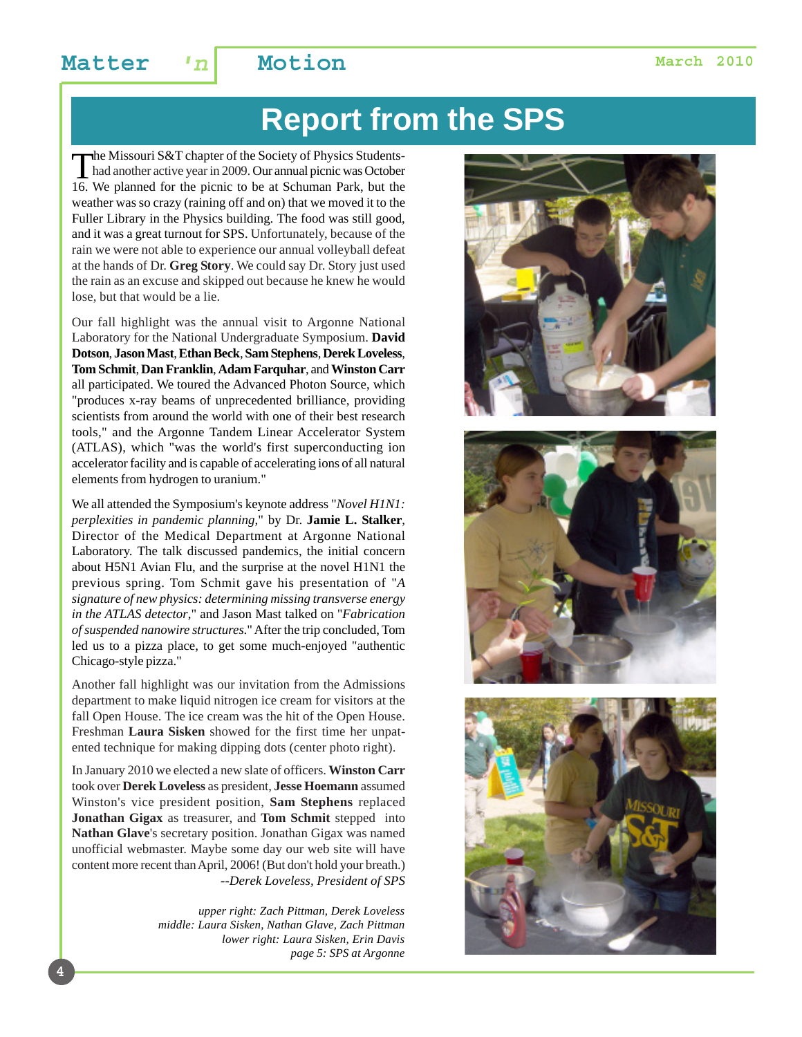# Report from the SPS

The Missouri S&T chapter of the Society of Physics Students had another active year in 2009. Our annual picnic was October 16. We planned for the picnic to be at Schuman Park, but the weather was so crazy (raining off and on) that we moved it to the Fuller Library in the Physics building. The food was still good, and it was a great turnout for SPS. Unfortunately, because of the rain we were not able to experience our annual volleyball defeat at the hands of Dr. **Greg Story**. We could say Dr. Story just used the rain as an excuse and skipped out because he knew he would lose, but that would be a lie.

Our fall highlight was the annual visit to Argonne National Laboratory for the National Undergraduate Symposium. **David Dotson**, **Jason Mast**, **Ethan Beck**, **Sam Stephens**, **Derek Loveless**, **Tom Schmit**, **Dan Franklin**, **Adam Farquhar**, and **Winston Carr** all participated. We toured the Advanced Photon Source, which "produces x-ray beams of unprecedented brilliance, providing scientists from around the world with one of their best research tools," and the Argonne Tandem Linear Accelerator System (ATLAS), which "was the world's first superconducting ion accelerator facility and is capable of accelerating ions of all natural elements from hydrogen to uranium."

We all attended the Symposium's keynote address "*Novel H1N1: perplexities in pandemic planning*," by Dr. **Jamie L. Stalker**, Director of the Medical Department at Argonne National Laboratory. The talk discussed pandemics, the initial concern about H5N1 Avian Flu, and the surprise at the novel H1N1 the previous spring. Tom Schmit gave his presentation of "*A signature of new physics: determining missing transverse energy in the ATLAS detector*," and Jason Mast talked on "*Fabrication of suspended nanowire structures*." After the trip concluded, Tom led us to a pizza place, to get some much-enjoyed "authentic Chicago-style pizza."

Another fall highlight was our invitation from the Admissions department to make liquid nitrogen ice cream for visitors at the fall Open House. The ice cream was the hit of the Open House. Freshman **Laura Sisken** showed for the first time her unpatented technique for making dipping dots (center photo right).

In January 2010 we elected a new slate of officers. **Winston Carr** took over **Derek Loveless** as president, **Jesse Hoemann** assumed Winston's vice president position, **Sam Stephens** replaced **Jonathan Gigax** as treasurer, and **Tom Schmit** stepped into **Nathan Glave**'s secretary position. Jonathan Gigax was named unofficial webmaster. Maybe some day our web site will have content more recent than April, 2006! (But don't hold your breath.)

*--Derek Loveless, President of SPS*

*upper right: Zach Pittman, Derek Loveless*
*middle: Laura Sisken, Nathan Glave, Zach Pittman*
*lower right: Laura Sisken, Erin Davis*
*page 5: SPS at Argonne*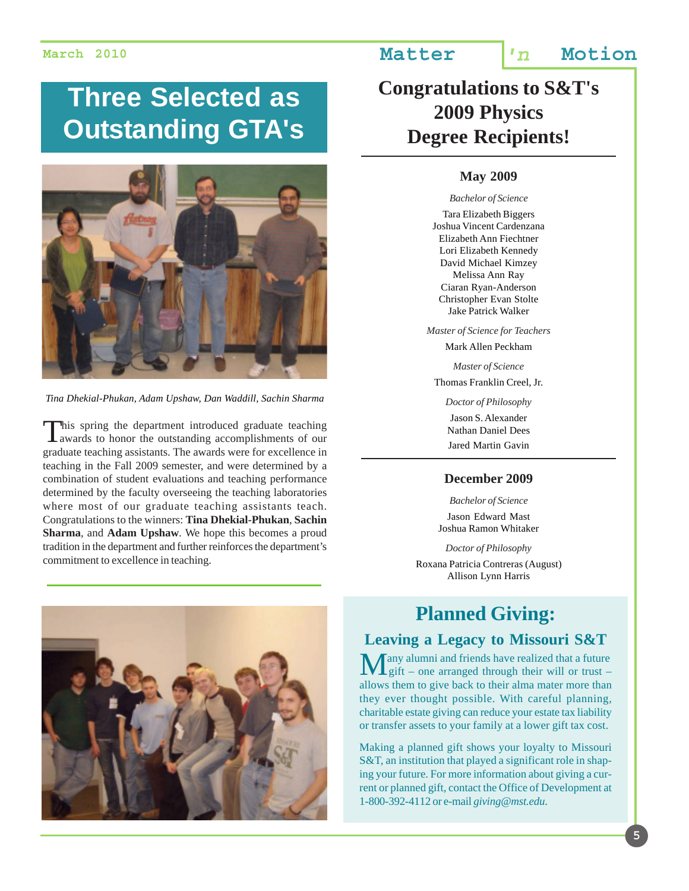# Three Selected as Outstanding GTA's

*Tina Dhekial-Phukan, Adam Upshaw, Dan Waddill, Sachin Sharma*

This spring the department introduced graduate teaching awards to honor the outstanding accomplishments of our graduate teaching assistants. The awards were for excellence in teaching in the Fall 2009 semester, and were determined by a combination of student evaluations and teaching performance determined by the faculty overseeing the teaching laboratories where most of our graduate teaching assistants teach. Congratulations to the winners: **Tina Dhekial-Phukan**, **Sachin Sharma**, and **Adam Upshaw**. We hope this becomes a proud tradition in the department and further reinforces the department's commitment to excellence in teaching.

# Congratulations to S&T's 2009 Physics Degree Recipients!

## May 2009

*Bachelor of Science*

Tara Elizabeth Biggers
Joshua Vincent Cardenzana
Elizabeth Ann Fiechtner
Lori Elizabeth Kennedy
David Michael Kimzey
Melissa Ann Ray
Ciaran Ryan-Anderson
Christopher Evan Stolte
Jake Patrick Walker

*Master of Science for Teachers*

Mark Allen Peckham

*Master of Science*

Thomas Franklin Creel, Jr.

*Doctor of Philosophy*

Jason S. Alexander
Nathan Daniel Dees
Jared Martin Gavin

## December 2009

*Bachelor of Science*

Jason Edward Mast
Joshua Ramon Whitaker

*Doctor of Philosophy*

Roxana Patricia Contreras (August)
Allison Lynn Harris

# Planned Giving:

## Leaving a Legacy to Missouri S&T

Many alumni and friends have realized that a future gift – one arranged through their will or trust – allows them to give back to their alma mater more than they ever thought possible. With careful planning, charitable estate giving can reduce your estate tax liability or transfer assets to your family at a lower gift tax cost.

Making a planned gift shows your loyalty to Missouri S&T, an institution that played a significant role in shaping your future. For more information about giving a current or planned gift, contact the Office of Development at 1-800-392-4112 or e-mail *giving@mst.edu*.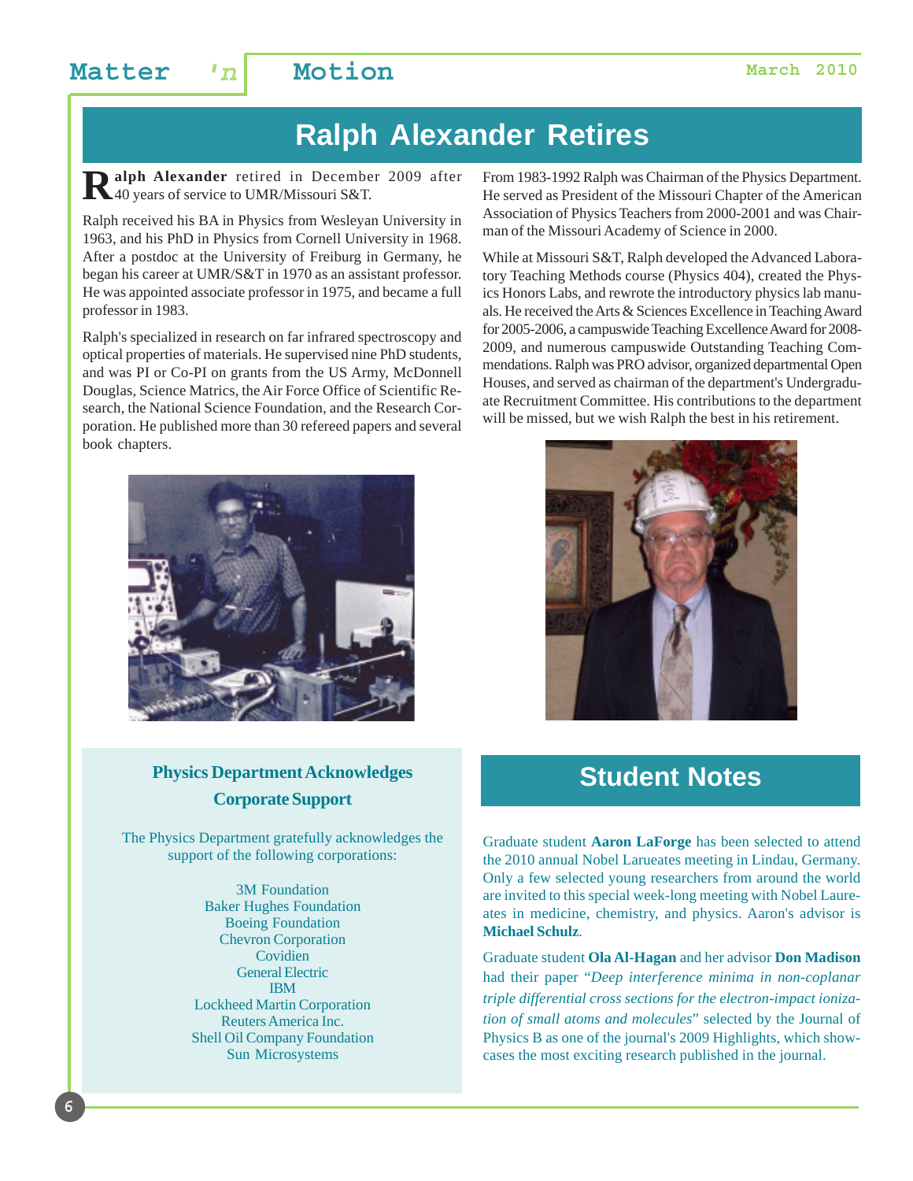# Ralph Alexander Retires

**Ralph Alexander** retired in December 2009 after 40 years of service to UMR/Missouri S&T.

Ralph received his BA in Physics from Wesleyan University in 1963, and his PhD in Physics from Cornell University in 1968. After a postdoc at the University of Freiburg in Germany, he began his career at UMR/S&T in 1970 as an assistant professor. He was appointed associate professor in 1975, and became a full professor in 1983.

Ralph's specialized in research on far infrared spectroscopy and optical properties of materials. He supervised nine PhD students, and was PI or Co-PI on grants from the US Army, McDonnell Douglas, Science Matrics, the Air Force Office of Scientific Research, the National Science Foundation, and the Research Corporation. He published more than 30 refereed papers and several book chapters.

From 1983-1992 Ralph was Chairman of the Physics Department. He served as President of the Missouri Chapter of the American Association of Physics Teachers from 2000-2001 and was Chairman of the Missouri Academy of Science in 2000.

While at Missouri S&T, Ralph developed the Advanced Laboratory Teaching Methods course (Physics 404), created the Physics Honors Labs, and rewrote the introductory physics lab manuals. He received the Arts & Sciences Excellence in Teaching Award for 2005-2006, a campuswide Teaching Excellence Award for 2008-2009, and numerous campuswide Outstanding Teaching Commendations. Ralph was PRO advisor, organized departmental Open Houses, and served as chairman of the department's Undergraduate Recruitment Committee. His contributions to the department will be missed, but we wish Ralph the best in his retirement.

### Physics Department Acknowledges Corporate Support

The Physics Department gratefully acknowledges the support of the following corporations:

3M Foundation
Baker Hughes Foundation
Boeing Foundation
Chevron Corporation
Covidien
General Electric
IBM
Lockheed Martin Corporation
Reuters America Inc.
Shell Oil Company Foundation
Sun Microsystems

# Student Notes

Graduate student **Aaron LaForge** has been selected to attend the 2010 annual Nobel Larueates meeting in Lindau, Germany. Only a few selected young researchers from around the world are invited to this special week-long meeting with Nobel Laureates in medicine, chemistry, and physics. Aaron's advisor is **Michael Schulz**.

Graduate student **Ola Al-Hagan** and her advisor **Don Madison** had their paper "*Deep interference minima in non-coplanar triple differential cross sections for the electron-impact ionization of small atoms and molecules*" selected by the Journal of Physics B as one of the journal's 2009 Highlights, which showcases the most exciting research published in the journal.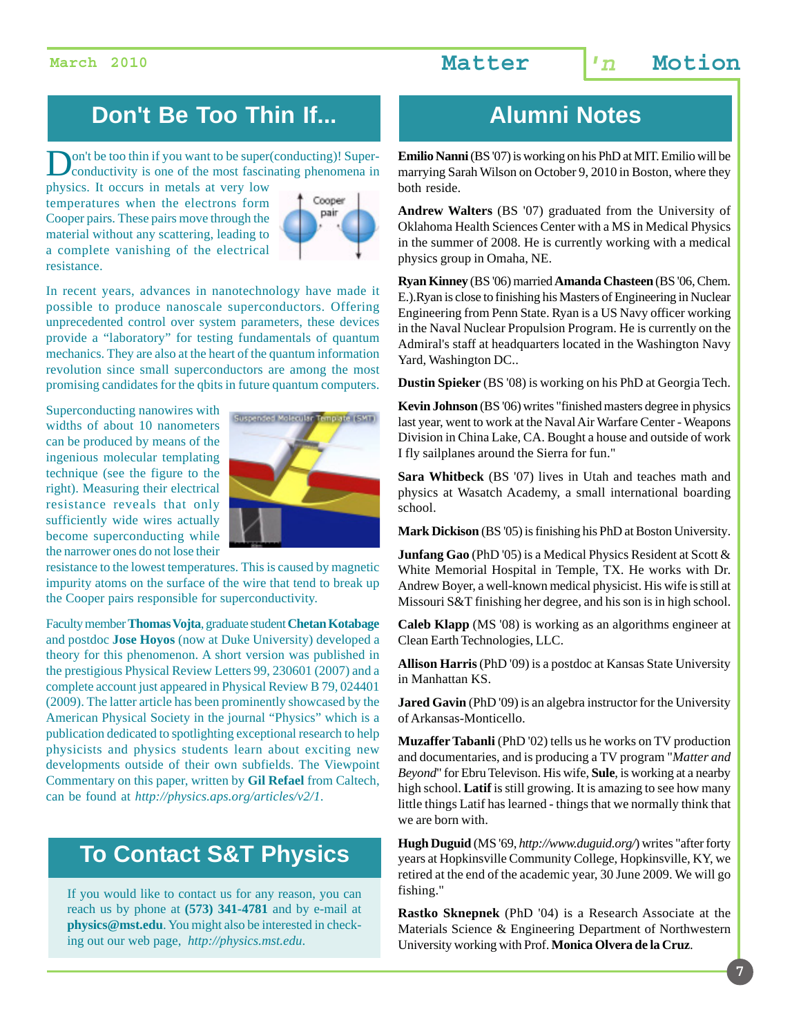## Don't Be Too Thin If...

Don't be too thin if you want to be super(conducting)! Superconductivity is one of the most fascinating phenomena in physics. It occurs in metals at very low temperatures when the electrons form Cooper pairs. These pairs move through the material without any scattering, leading to a complete vanishing of the electrical resistance.

In recent years, advances in nanotechnology have made it possible to produce nanoscale superconductors. Offering unprecedented control over system parameters, these devices provide a "laboratory" for testing fundamentals of quantum mechanics. They are also at the heart of the quantum information revolution since small superconductors are among the most promising candidates for the qbits in future quantum computers.

Superconducting nanowires with widths of about 10 nanometers can be produced by means of the ingenious molecular templating technique (see the figure to the right). Measuring their electrical resistance reveals that only sufficiently wide wires actually become superconducting while the narrower ones do not lose their resistance to the lowest temperatures. This is caused by magnetic impurity atoms on the surface of the wire that tend to break up the Cooper pairs responsible for superconductivity.

Faculty member **Thomas Vojta**, graduate student **Chetan Kotabage** and postdoc **Jose Hoyos** (now at Duke University) developed a theory for this phenomenon. A short version was published in the prestigious Physical Review Letters 99, 230601 (2007) and a complete account just appeared in Physical Review B 79, 024401 (2009). The latter article has been prominently showcased by the American Physical Society in the journal "Physics" which is a publication dedicated to spotlighting exceptional research to help physicists and physics students learn about exciting new developments outside of their own subfields. The Viewpoint Commentary on this paper, written by **Gil Refael** from Caltech, can be found at *http://physics.aps.org/articles/v2/1*.

## To Contact S&T Physics

If you would like to contact us for any reason, you can reach us by phone at **(573) 341-4781** and by e-mail at **physics@mst.edu**. You might also be interested in checking out our web page, *http://physics.mst.edu*.

## Alumni Notes

**Emilio Nanni** (BS '07) is working on his PhD at MIT. Emilio will be marrying Sarah Wilson on October 9, 2010 in Boston, where they both reside.

**Andrew Walters** (BS '07) graduated from the University of Oklahoma Health Sciences Center with a MS in Medical Physics in the summer of 2008. He is currently working with a medical physics group in Omaha, NE.

**Ryan Kinney** (BS '06) married **Amanda Chasteen** (BS '06, Chem. E.).Ryan is close to finishing his Masters of Engineering in Nuclear Engineering from Penn State. Ryan is a US Navy officer working in the Naval Nuclear Propulsion Program. He is currently on the Admiral's staff at headquarters located in the Washington Navy Yard, Washington DC..

**Dustin Spieker** (BS '08) is working on his PhD at Georgia Tech.

**Kevin Johnson** (BS '06) writes "finished masters degree in physics last year, went to work at the Naval Air Warfare Center - Weapons Division in China Lake, CA. Bought a house and outside of work I fly sailplanes around the Sierra for fun."

**Sara Whitbeck** (BS '07) lives in Utah and teaches math and physics at Wasatch Academy, a small international boarding school.

**Mark Dickison** (BS '05) is finishing his PhD at Boston University.

**Junfang Gao** (PhD '05) is a Medical Physics Resident at Scott & White Memorial Hospital in Temple, TX. He works with Dr. Andrew Boyer, a well-known medical physicist. His wife is still at Missouri S&T finishing her degree, and his son is in high school.

**Caleb Klapp** (MS '08) is working as an algorithms engineer at Clean Earth Technologies, LLC.

**Allison Harris** (PhD '09) is a postdoc at Kansas State University in Manhattan KS.

**Jared Gavin** (PhD '09) is an algebra instructor for the University of Arkansas-Monticello.

**Muzaffer Tabanli** (PhD '02) tells us he works on TV production and documentaries, and is producing a TV program "*Matter and Beyond*" for Ebru Televison. His wife, **Sule**, is working at a nearby high school. **Latif** is still growing. It is amazing to see how many little things Latif has learned - things that we normally think that we are born with.

**Hugh Duguid** (MS '69, *http://www.duguid.org/*) writes "after forty years at Hopkinsville Community College, Hopkinsville, KY, we retired at the end of the academic year, 30 June 2009. We will go fishing."

**Rastko Sknepnek** (PhD '04) is a Research Associate at the Materials Science & Engineering Department of Northwestern University working with Prof. **Monica Olvera de la Cruz**.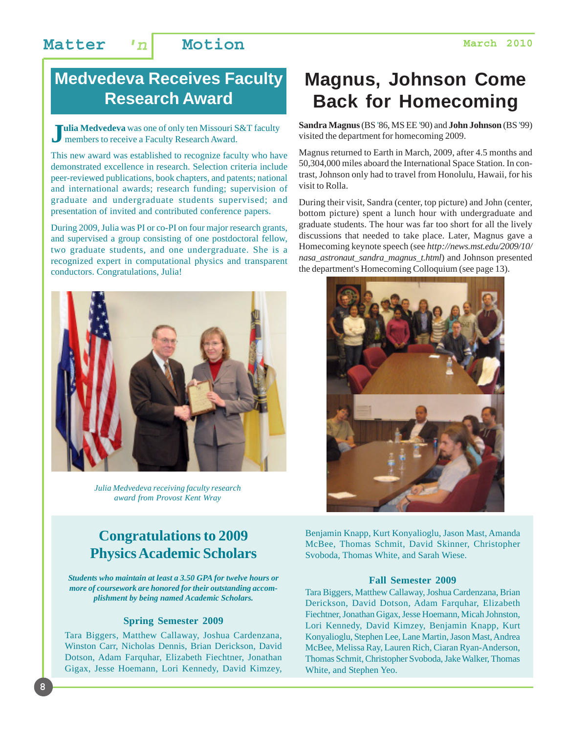## Medvedeva Receives Faculty Research Award

**Julia Medvedeva** was one of only ten Missouri S&T faculty members to receive a Faculty Research Award.

This new award was established to recognize faculty who have demonstrated excellence in research. Selection criteria include peer-reviewed publications, book chapters, and patents; national and international awards; research funding; supervision of graduate and undergraduate students supervised; and presentation of invited and contributed conference papers.

During 2009, Julia was PI or co-PI on four major research grants, and supervised a group consisting of one postdoctoral fellow, two graduate students, and one undergraduate. She is a recognized expert in computational physics and transparent conductors. Congratulations, Julia!

*Julia Medvedeva receiving faculty research award from Provost Kent Wray*

## Magnus, Johnson Come Back for Homecoming

**Sandra Magnus** (BS '86, MS EE '90) and **John Johnson** (BS '99) visited the department for homecoming 2009.

Magnus returned to Earth in March, 2009, after 4.5 months and 50,304,000 miles aboard the International Space Station. In contrast, Johnson only had to travel from Honolulu, Hawaii, for his visit to Rolla.

During their visit, Sandra (center, top picture) and John (center, bottom picture) spent a lunch hour with undergraduate and graduate students. The hour was far too short for all the lively discussions that needed to take place. Later, Magnus gave a Homecoming keynote speech (see *http://news.mst.edu/2009/10/nasa_astronaut_sandra_magnus_t.html*) and Johnson presented the department's Homecoming Colloquium (see page 13).

## Congratulations to 2009 Physics Academic Scholars

***Students who maintain at least a 3.50 GPA for twelve hours or more of coursework are honored for their outstanding accomplishment by being named Academic Scholars.***

### Spring Semester 2009

Tara Biggers, Matthew Callaway, Joshua Cardenzana, Winston Carr, Nicholas Dennis, Brian Derickson, David Dotson, Adam Farquhar, Elizabeth Fiechtner, Jonathan Gigax, Jesse Hoemann, Lori Kennedy, David Kimzey, Benjamin Knapp, Kurt Konyalioglu, Jason Mast, Amanda McBee, Thomas Schmit, David Skinner, Christopher Svoboda, Thomas White, and Sarah Wiese.

### Fall Semester 2009

Tara Biggers, Matthew Callaway, Joshua Cardenzana, Brian Derickson, David Dotson, Adam Farquhar, Elizabeth Fiechtner, Jonathan Gigax, Jesse Hoemann, Micah Johnston, Lori Kennedy, David Kimzey, Benjamin Knapp, Kurt Konyalioglu, Stephen Lee, Lane Martin, Jason Mast, Andrea McBee, Melissa Ray, Lauren Rich, Ciaran Ryan-Anderson, Thomas Schmit, Christopher Svoboda, Jake Walker, Thomas White, and Stephen Yeo.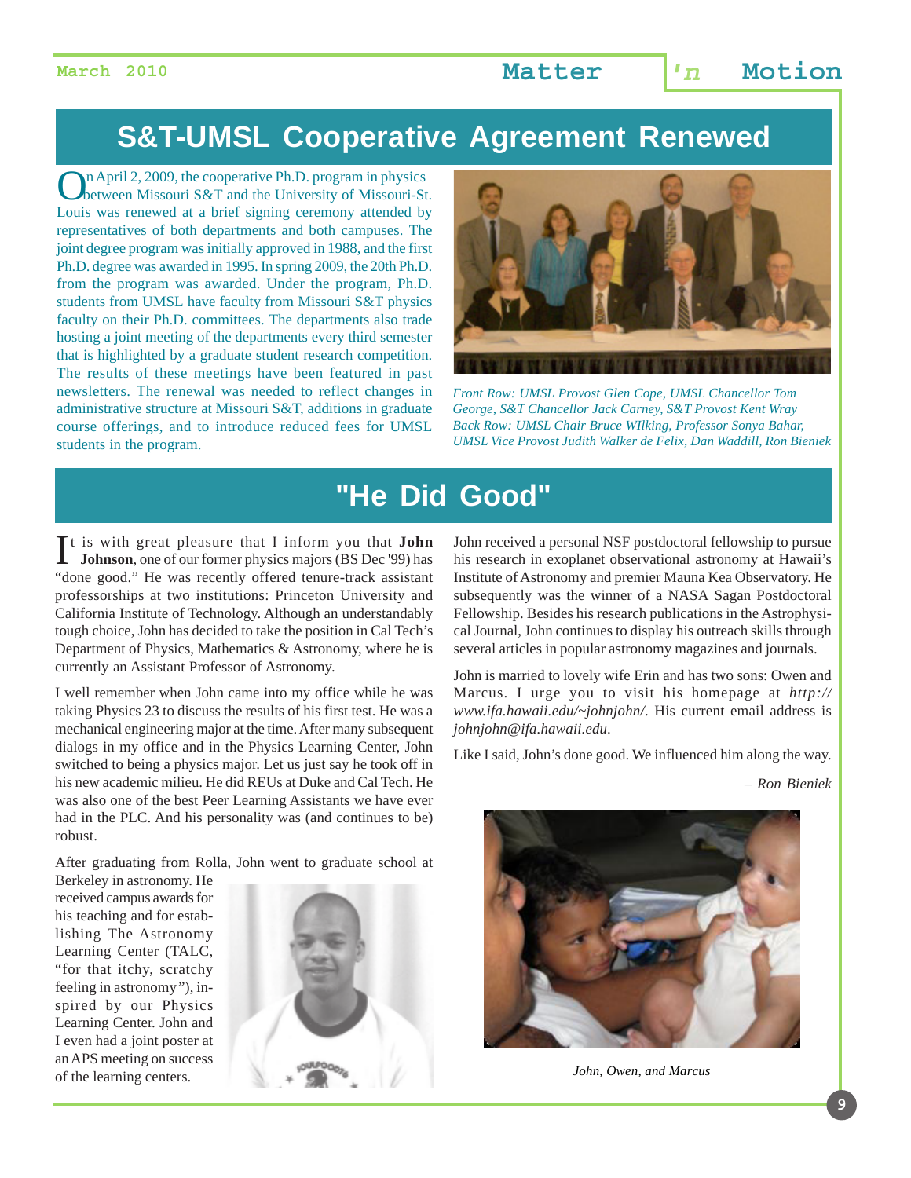## S&T-UMSL Cooperative Agreement Renewed

On April 2, 2009, the cooperative Ph.D. program in physics between Missouri S&T and the University of Missouri-St. Louis was renewed at a brief signing ceremony attended by representatives of both departments and both campuses. The joint degree program was initially approved in 1988, and the first Ph.D. degree was awarded in 1995. In spring 2009, the 20th Ph.D. from the program was awarded. Under the program, Ph.D. students from UMSL have faculty from Missouri S&T physics faculty on their Ph.D. committees. The departments also trade hosting a joint meeting of the departments every third semester that is highlighted by a graduate student research competition. The results of these meetings have been featured in past newsletters. The renewal was needed to reflect changes in administrative structure at Missouri S&T, additions in graduate course offerings, and to introduce reduced fees for UMSL students in the program.

*Front Row: UMSL Provost Glen Cope, UMSL Chancellor Tom George, S&T Chancellor Jack Carney, S&T Provost Kent Wray*
*Back Row: UMSL Chair Bruce WIlking, Professor Sonya Bahar, UMSL Vice Provost Judith Walker de Felix, Dan Waddill, Ron Bieniek*

## "He Did Good"

It is with great pleasure that I inform you that **John Johnson**, one of our former physics majors (BS Dec '99) has "done good." He was recently offered tenure-track assistant professorships at two institutions: Princeton University and California Institute of Technology. Although an understandably tough choice, John has decided to take the position in Cal Tech's Department of Physics, Mathematics & Astronomy, where he is currently an Assistant Professor of Astronomy.

I well remember when John came into my office while he was taking Physics 23 to discuss the results of his first test. He was a mechanical engineering major at the time. After many subsequent dialogs in my office and in the Physics Learning Center, John switched to being a physics major. Let us just say he took off in his new academic milieu. He did REUs at Duke and Cal Tech. He was also one of the best Peer Learning Assistants we have ever had in the PLC. And his personality was (and continues to be) robust.

After graduating from Rolla, John went to graduate school at Berkeley in astronomy. He received campus awards for his teaching and for establishing The Astronomy Learning Center (TALC, "for that itchy, scratchy feeling in astronomy"), inspired by our Physics Learning Center. John and I even had a joint poster at an APS meeting on success of the learning centers.

John received a personal NSF postdoctoral fellowship to pursue his research in exoplanet observational astronomy at Hawaii's Institute of Astronomy and premier Mauna Kea Observatory. He subsequently was the winner of a NASA Sagan Postdoctoral Fellowship. Besides his research publications in the Astrophysical Journal, John continues to display his outreach skills through several articles in popular astronomy magazines and journals.

John is married to lovely wife Erin and has two sons: Owen and Marcus. I urge you to visit his homepage at *http://www.ifa.hawaii.edu/~johnjohn/*. His current email address is *johnjohn@ifa.hawaii.edu*.

Like I said, John's done good. We influenced him along the way.

*– Ron Bieniek*

*John, Owen, and Marcus*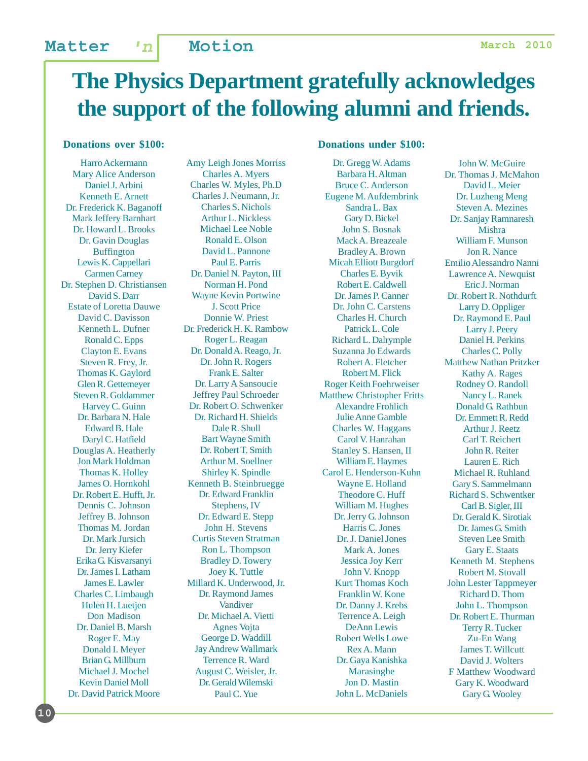# The Physics Department gratefully acknowledges the support of the following alumni and friends.

**Donations over $100:**

Harro Ackermann
Mary Alice Anderson
Daniel J. Arbini
Kenneth E. Arnett
Dr. Frederick K. Baganoff
Mark Jeffery Barnhart
Dr. Howard L. Brooks
Dr. Gavin Douglas Buffington
Lewis K. Cappellari
Carmen Carney
Dr. Stephen D. Christiansen
David S. Darr
Estate of Loretta Dauwe
David C. Davisson
Kenneth L. Dufner
Ronald C. Epps
Clayton E. Evans
Steven R. Frey, Jr.
Thomas K. Gaylord
Glen R. Gettemeyer
Steven R. Goldammer
Harvey C. Guinn
Dr. Barbara N. Hale
Edward B. Hale
Daryl C. Hatfield
Douglas A. Heatherly
Jon Mark Holdman
Thomas K. Holley
James O. Hornkohl
Dr. Robert E. Hufft, Jr.
Dennis C. Johnson
Jeffrey B. Johnson
Thomas M. Jordan
Dr. Mark Jursich
Dr. Jerry Kiefer
Erika G. Kisvarsanyi
Dr. James I. Latham
James E. Lawler
Charles C. Limbaugh
Hulen H. Luetjen
Don Madison
Dr. Daniel B. Marsh
Roger E. May
Donald I. Meyer
Brian G. Millburn
Michael J. Mochel
Kevin Daniel Moll
Dr. David Patrick Moore
Amy Leigh Jones Morriss
Charles A. Myers
Charles W. Myles, Ph.D
Charles J. Neumann, Jr.
Charles S. Nichols
Arthur L. Nickless
Michael Lee Noble
Ronald E. Olson
David L. Pannone
Paul E. Parris
Dr. Daniel N. Payton, III
Norman H. Pond
Wayne Kevin Portwine
J. Scott Price
Donnie W. Priest
Dr. Frederick H. K. Rambow
Roger L. Reagan
Dr. Donald A. Reago, Jr.
Dr. John R. Rogers
Frank E. Salter
Dr. Larry A Sansoucie
Jeffrey Paul Schroeder
Dr. Robert O. Schwenker
Dr. Richard H. Shields
Dale R. Shull
Bart Wayne Smith
Dr. Robert T. Smith
Arthur M. Soellner
Shirley K. Spindle
Kenneth B. Steinbruegge
Dr. Edward Franklin Stephens, IV
Dr. Edward E. Stepp
John H. Stevens
Curtis Steven Stratman
Ron L. Thompson
Bradley D. Towery
Joey K. Tuttle
Millard K. Underwood, Jr.
Dr. Raymond James Vandiver
Dr. Michael A. Vietti
Agnes Vojta
George D. Waddill
Jay Andrew Wallmark
Terrence R. Ward
August C. Weisler, Jr.
Dr. Gerald Wilemski
Paul C. Yue

**Donations under $100:**

Dr. Gregg W. Adams
Barbara H. Altman
Bruce C. Anderson
Eugene M. Aufdembrink
Sandra L. Bax
Gary D. Bickel
John S. Bosnak
Mack A. Breazeale
Bradley A. Brown
Micah Elliott Burgdorf
Charles E. Byvik
Robert E. Caldwell
Dr. James P. Canner
Dr. John C. Carstens
Charles H. Church
Patrick L. Cole
Richard L. Dalrymple
Suzanna Jo Edwards
Robert A. Fletcher
Robert M. Flick
Roger Keith Foehrweiser
Matthew Christopher Fritts
Alexandre Frohlich
Julie Anne Gamble
Charles W. Haggans
Carol V. Hanrahan
Stanley S. Hansen, II
William E. Haymes
Carol E. Henderson-Kuhn
Wayne E. Holland
Theodore C. Huff
William M. Hughes
Dr. Jerry G. Johnson
Harris C. Jones
Dr. J. Daniel Jones
Mark A. Jones
Jessica Joy Kerr
John V. Knopp
Kurt Thomas Koch
Franklin W. Kone
Dr. Danny J. Krebs
Terrence A. Leigh
DeAnn Lewis
Robert Wells Lowe
Rex A. Mann
Dr. Gaya Kanishka Marasinghe
Jon D. Mastin
John L. McDaniels
John W. McGuire
Dr. Thomas J. McMahon
David L. Meier
Dr. Luzheng Meng
Steven A. Mezines
Dr. Sanjay Ramnaresh Mishra
William F. Munson
Jon R. Nance
Emilio Alessandro Nanni
Lawrence A. Newquist
Eric J. Norman
Dr. Robert R. Nothdurft
Larry D. Oppliger
Dr. Raymond E. Paul
Larry J. Peery
Daniel H. Perkins
Charles C. Polly
Matthew Nathan Pritzker
Kathy A. Rages
Rodney O. Randoll
Nancy L. Ranek
Donald G. Rathbun
Dr. Emmett R. Redd
Arthur J. Reetz
Carl T. Reichert
John R. Reiter
Lauren E. Rich
Michael R. Ruhland
Gary S. Sammelmann
Richard S. Schwentker
Carl B. Sigler, III
Dr. Gerald K. Sirotiak
Dr. James G. Smith
Steven Lee Smith
Gary E. Staats
Kenneth M. Stephens
Robert M. Stovall
John Lester Tappmeyer
Richard D. Thom
John L. Thompson
Dr. Robert E. Thurman
Terry R. Tucker
Zu-En Wang
James T. Willcutt
David J. Wolters
F Matthew Woodward
Gary K. Woodward
Gary G. Wooley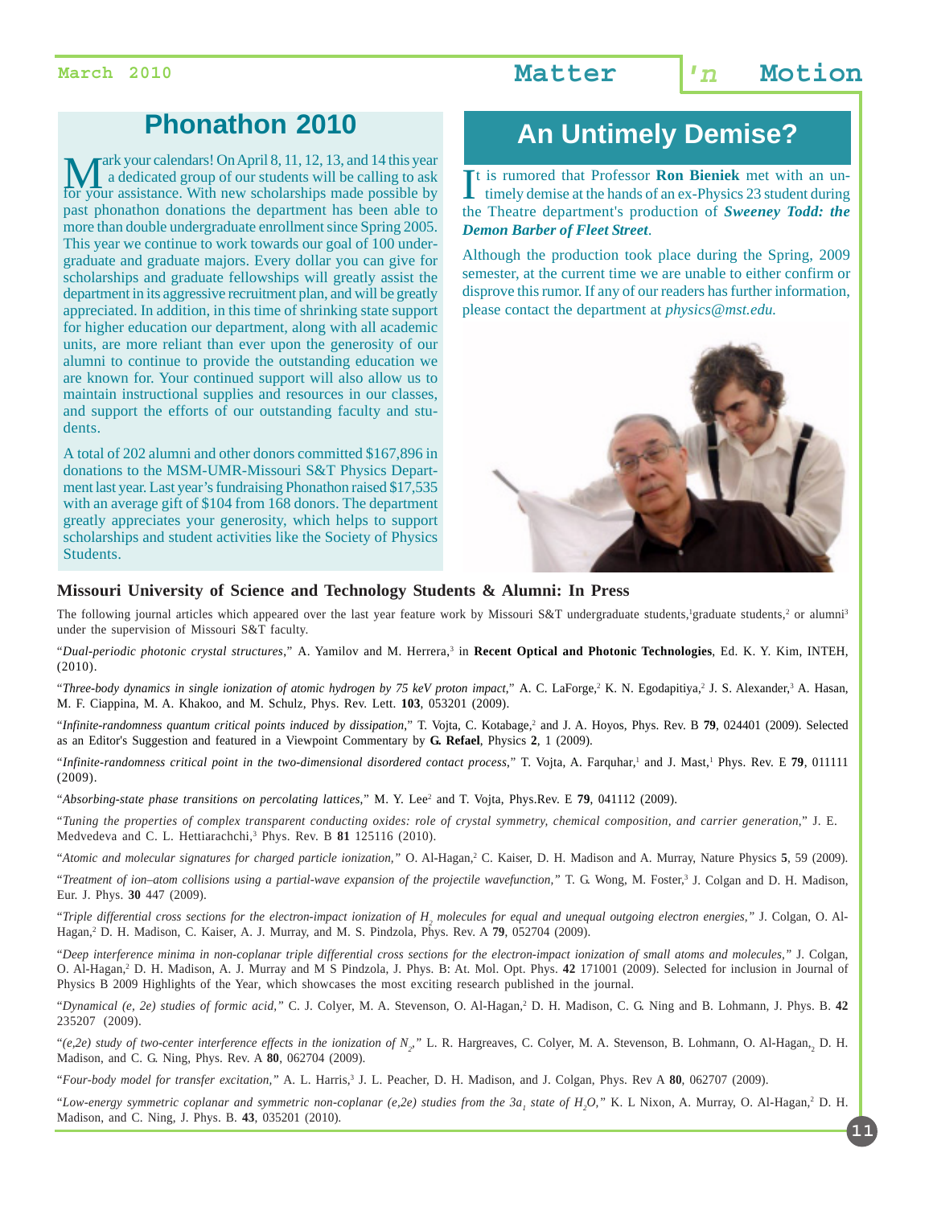## Phonathon 2010

Mark your calendars! On April 8, 11, 12, 13, and 14 this year a dedicated group of our students will be calling to ask for your assistance. With new scholarships made possible by past phonathon donations the department has been able to more than double undergraduate enrollment since Spring 2005. This year we continue to work towards our goal of 100 undergraduate and graduate majors. Every dollar you can give for scholarships and graduate fellowships will greatly assist the department in its aggressive recruitment plan, and will be greatly appreciated. In addition, in this time of shrinking state support for higher education our department, along with all academic units, are more reliant than ever upon the generosity of our alumni to continue to provide the outstanding education we are known for. Your continued support will also allow us to maintain instructional supplies and resources in our classes, and support the efforts of our outstanding faculty and students.

A total of 202 alumni and other donors committed $167,896 in donations to the MSM-UMR-Missouri S&T Physics Department last year. Last year's fundraising Phonathon raised $17,535 with an average gift of $104 from 168 donors. The department greatly appreciates your generosity, which helps to support scholarships and student activities like the Society of Physics Students.

## An Untimely Demise?

It is rumored that Professor **Ron Bieniek** met with an untimely demise at the hands of an ex-Physics 23 student during the Theatre department's production of ***Sweeney Todd: the Demon Barber of Fleet Street***.

Although the production took place during the Spring, 2009 semester, at the current time we are unable to either confirm or disprove this rumor. If any of our readers has further information, please contact the department at *physics@mst.edu.*

### Missouri University of Science and Technology Students & Alumni: In Press

The following journal articles which appeared over the last year feature work by Missouri S&T undergraduate students,[1] graduate students,[2] or alumni[3] under the supervision of Missouri S&T faculty.

"*Dual-periodic photonic crystal structures*," A. Yamilov and M. Herrera,[3] in **Recent Optical and Photonic Technologies**, Ed. K. Y. Kim, INTEH, (2010).

"*Three-body dynamics in single ionization of atomic hydrogen by 75 keV proton impact,*" A. C. LaForge,[2] K. N. Egodapitiya,[2] J. S. Alexander,[3] A. Hasan, M. F. Ciappina, M. A. Khakoo, and M. Schulz, Phys. Rev. Lett. **103**, 053201 (2009).

"*Infinite-randomness quantum critical points induced by dissipation,*" T. Vojta, C. Kotabage,[2] and J. A. Hoyos, Phys. Rev. B **79**, 024401 (2009). Selected as an Editor's Suggestion and featured in a Viewpoint Commentary by **G. Refael**, Physics **2**, 1 (2009).

"*Infinite-randomness critical point in the two-dimensional disordered contact process,*" T. Vojta, A. Farquhar,[1] and J. Mast,[1] Phys. Rev. E **79**, 011111 (2009).

"*Absorbing-state phase transitions on percolating lattices,*" M. Y. Lee[2] and T. Vojta, Phys.Rev. E **79**, 041112 (2009).

"*Tuning the properties of complex transparent conducting oxides: role of crystal symmetry, chemical composition, and carrier generation,*" J. E. Medvedeva and C. L. Hettiarachchi,[3] Phys. Rev. B **81** 125116 (2010).

"*Atomic and molecular signatures for charged particle ionization,*" O. Al-Hagan,[2] C. Kaiser, D. H. Madison and A. Murray, Nature Physics **5**, 59 (2009).

"*Treatment of ion–atom collisions using a partial-wave expansion of the projectile wavefunction,*" T. G. Wong, M. Foster,[3] J. Colgan and D. H. Madison, Eur. J. Phys. **30** 447 (2009).

"*Triple differential cross sections for the electron-impact ionization of $H_2$ molecules for equal and unequal outgoing electron energies,*" J. Colgan, O. Al-Hagan,[2] D. H. Madison, C. Kaiser, A. J. Murray, and M. S. Pindzola, Phys. Rev. A **79**, 052704 (2009).

"*Deep interference minima in non-coplanar triple differential cross sections for the electron-impact ionization of small atoms and molecules,*" J. Colgan, O. Al-Hagan,[2] D. H. Madison, A. J. Murray and M S Pindzola, J. Phys. B: At. Mol. Opt. Phys. **42** 171001 (2009). Selected for inclusion in Journal of Physics B 2009 Highlights of the Year, which showcases the most exciting research published in the journal.

"*Dynamical (e, 2e) studies of formic acid,*" C. J. Colyer, M. A. Stevenson, O. Al-Hagan,[2] D. H. Madison, C. G. Ning and B. Lohmann, J. Phys. B. **42** 235207 (2009).

"*(e,2e) study of two-center interference effects in the ionization of $N_2$,*" L. R. Hargreaves, C. Colyer, M. A. Stevenson, B. Lohmann, O. Al-Hagan,[2] D. H. Madison, and C. G. Ning, Phys. Rev. A **80**, 062704 (2009).

"*Four-body model for transfer excitation,*" A. L. Harris,[3] J. L. Peacher, D. H. Madison, and J. Colgan, Phys. Rev A **80**, 062707 (2009).

"*Low-energy symmetric coplanar and symmetric non-coplanar (e,2e) studies from the $3a_1$ state of $H_2O$,*" K. L Nixon, A. Murray, O. Al-Hagan,[2] D. H. Madison, and C. Ning, J. Phys. B. **43**, 035201 (2010).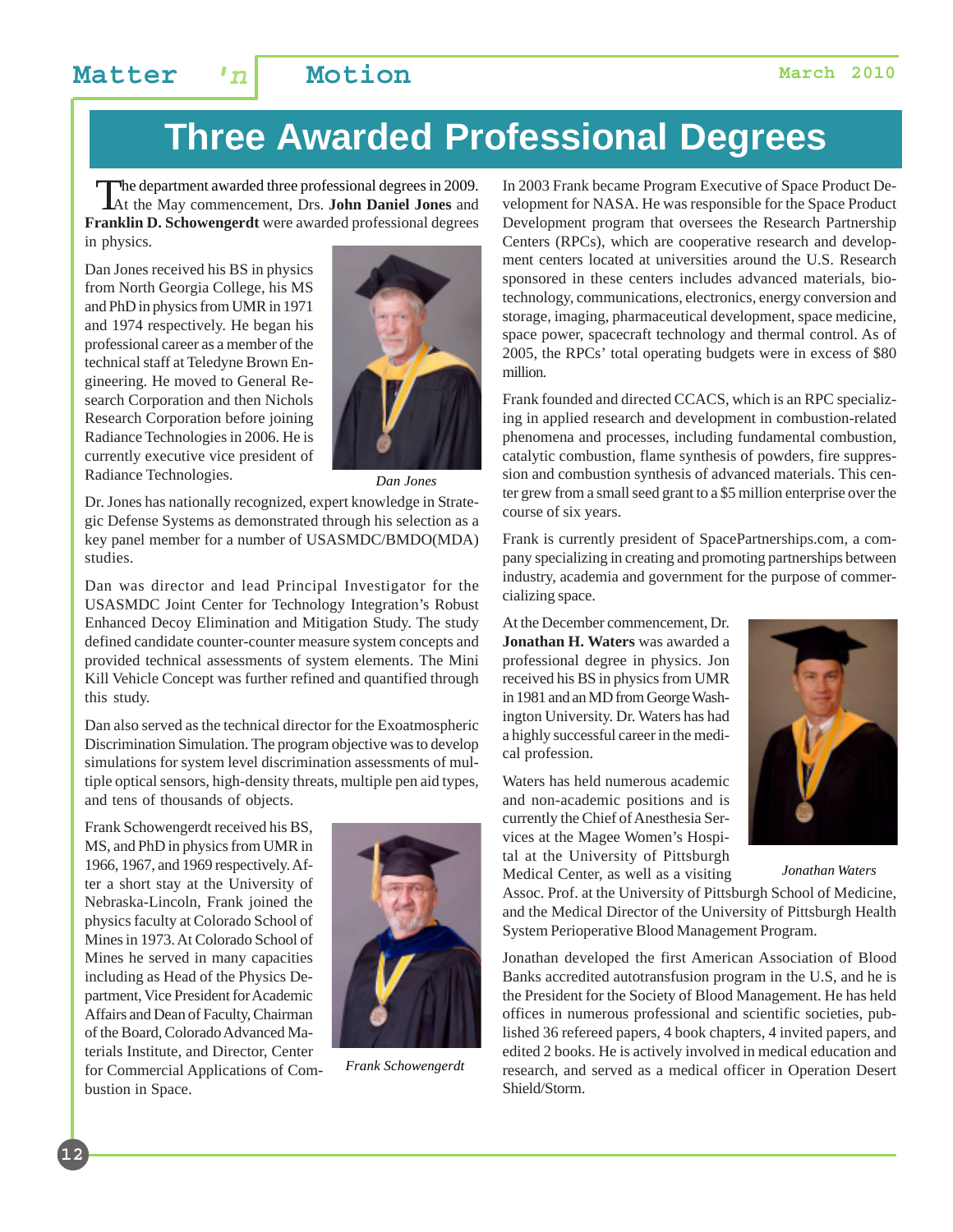# Three Awarded Professional Degrees

The department awarded three professional degrees in 2009. At the May commencement, Drs. **John Daniel Jones** and **Franklin D. Schowengerdt** were awarded professional degrees in physics.

Dan Jones received his BS in physics from North Georgia College, his MS and PhD in physics from UMR in 1971 and 1974 respectively. He began his professional career as a member of the technical staff at Teledyne Brown Engineering. He moved to General Research Corporation and then Nichols Research Corporation before joining Radiance Technologies in 2006. He is currently executive vice president of Radiance Technologies.

*Dan Jones*

Dr. Jones has nationally recognized, expert knowledge in Strategic Defense Systems as demonstrated through his selection as a key panel member for a number of USASMDC/BMDO(MDA) studies.

Dan was director and lead Principal Investigator for the USASMDC Joint Center for Technology Integration's Robust Enhanced Decoy Elimination and Mitigation Study. The study defined candidate counter-counter measure system concepts and provided technical assessments of system elements. The Mini Kill Vehicle Concept was further refined and quantified through this study.

Dan also served as the technical director for the Exoatmospheric Discrimination Simulation. The program objective was to develop simulations for system level discrimination assessments of multiple optical sensors, high-density threats, multiple pen aid types, and tens of thousands of objects.

Frank Schowengerdt received his BS, MS, and PhD in physics from UMR in 1966, 1967, and 1969 respectively. After a short stay at the University of Nebraska-Lincoln, Frank joined the physics faculty at Colorado School of Mines in 1973. At Colorado School of Mines he served in many capacities including as Head of the Physics Department, Vice President for Academic Affairs and Dean of Faculty, Chairman of the Board, Colorado Advanced Materials Institute, and Director, Center for Commercial Applications of Combustion in Space.

*Frank Schowengerdt*

In 2003 Frank became Program Executive of Space Product Development for NASA. He was responsible for the Space Product Development program that oversees the Research Partnership Centers (RPCs), which are cooperative research and development centers located at universities around the U.S. Research sponsored in these centers includes advanced materials, biotechnology, communications, electronics, energy conversion and storage, imaging, pharmaceutical development, space medicine, space power, spacecraft technology and thermal control. As of 2005, the RPCs' total operating budgets were in excess of $80 million.

Frank founded and directed CCACS, which is an RPC specializing in applied research and development in combustion-related phenomena and processes, including fundamental combustion, catalytic combustion, flame synthesis of powders, fire suppression and combustion synthesis of advanced materials. This center grew from a small seed grant to a $5 million enterprise over the course of six years.

Frank is currently president of SpacePartnerships.com, a company specializing in creating and promoting partnerships between industry, academia and government for the purpose of commercializing space.

At the December commencement, Dr. **Jonathan H. Waters** was awarded a professional degree in physics. Jon received his BS in physics from UMR in 1981 and an MD from George Washington University. Dr. Waters has had a highly successful career in the medical profession.

Waters has held numerous academic and non-academic positions and is currently the Chief of Anesthesia Services at the Magee Women's Hospital at the University of Pittsburgh Medical Center, as well as a visiting Assoc. Prof. at the University of Pittsburgh School of Medicine, and the Medical Director of the University of Pittsburgh Health System Perioperative Blood Management Program.

*Jonathan Waters*

Jonathan developed the first American Association of Blood Banks accredited autotransfusion program in the U.S, and he is the President for the Society of Blood Management. He has held offices in numerous professional and scientific societies, published 36 refereed papers, 4 book chapters, 4 invited papers, and edited 2 books. He is actively involved in medical education and research, and served as a medical officer in Operation Desert Shield/Storm.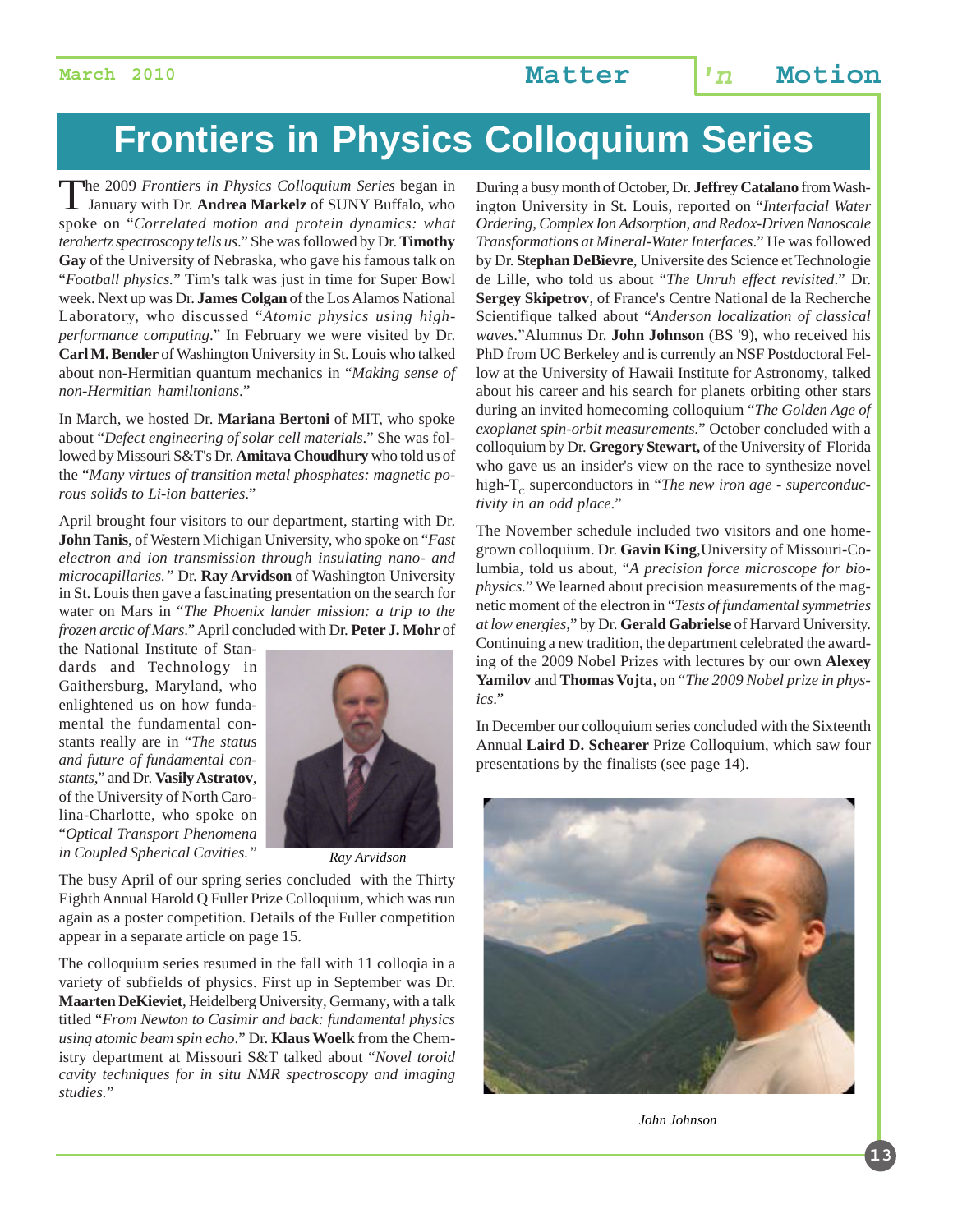# Frontiers in Physics Colloquium Series

The 2009 *Frontiers in Physics Colloquium Series* began in January with Dr. **Andrea Markelz** of SUNY Buffalo, who spoke on "*Correlated motion and protein dynamics: what terahertz spectroscopy tells us*." She was followed by Dr. **Timothy Gay** of the University of Nebraska, who gave his famous talk on "*Football physics.*" Tim's talk was just in time for Super Bowl week. Next up was Dr. **James Colgan** of the Los Alamos National Laboratory, who discussed "*Atomic physics using high-performance computing*." In February we were visited by Dr. **Carl M. Bender** of Washington University in St. Louis who talked about non-Hermitian quantum mechanics in "*Making sense of non-Hermitian hamiltonians*."

In March, we hosted Dr. **Mariana Bertoni** of MIT, who spoke about "*Defect engineering of solar cell materials*." She was followed by Missouri S&T's Dr. **Amitava Choudhury** who told us of the "*Many virtues of transition metal phosphates: magnetic porous solids to Li-ion batteries*."

April brought four visitors to our department, starting with Dr. **John Tanis**, of Western Michigan University, who spoke on "*Fast electron and ion transmission through insulating nano- and microcapillaries.*" Dr. **Ray Arvidson** of Washington University in St. Louis then gave a fascinating presentation on the search for water on Mars in "*The Phoenix lander mission: a trip to the frozen arctic of Mars*." April concluded with Dr. **Peter J. Mohr** of the National Institute of Standards and Technology in Gaithersburg, Maryland, who enlightened us on how fundamental the fundamental constants really are in "*The status and future of fundamental constants*," and Dr. **Vasily Astratov**, of the University of North Carolina-Charlotte, who spoke on "*Optical Transport Phenomena in Coupled Spherical Cavities.*"

*Ray Arvidson*

The busy April of our spring series concluded with the Thirty Eighth Annual Harold Q Fuller Prize Colloquium, which was run again as a poster competition. Details of the Fuller competition appear in a separate article on page 15.

The colloquium series resumed in the fall with 11 colloqia in a variety of subfields of physics. First up in September was Dr. **Maarten DeKieviet**, Heidelberg University, Germany, with a talk titled "*From Newton to Casimir and back: fundamental physics using atomic beam spin echo*." Dr. **Klaus Woelk** from the Chemistry department at Missouri S&T talked about "*Novel toroid cavity techniques for in situ NMR spectroscopy and imaging studies.*"

During a busy month of October, Dr. **Jeffrey Catalano** from Washington University in St. Louis, reported on "*Interfacial Water Ordering, Complex Ion Adsorption, and Redox-Driven Nanoscale Transformations at Mineral-Water Interfaces*." He was followed by Dr. **Stephan DeBievre**, Universite des Science et Technologie de Lille, who told us about "*The Unruh effect revisited*." Dr. **Sergey Skipetrov**, of France's Centre National de la Recherche Scientifique talked about "*Anderson localization of classical waves.*" Alumnus Dr. **John Johnson** (BS '9), who received his PhD from UC Berkeley and is currently an NSF Postdoctoral Fellow at the University of Hawaii Institute for Astronomy, talked about his career and his search for planets orbiting other stars during an invited homecoming colloquium "*The Golden Age of exoplanet spin-orbit measurements.*" October concluded with a colloquium by Dr. **Gregory Stewart,** of the University of Florida who gave us an insider's view on the race to synthesize novel high-$T_C$ superconductors in "*The new iron age - superconductivity in an odd place*."

The November schedule included two visitors and one home-grown colloquium. Dr. **Gavin King**, University of Missouri-Columbia, told us about, "*A precision force microscope for biophysics.*" We learned about precision measurements of the magnetic moment of the electron in "*Tests of fundamental symmetries at low energies*," by Dr. **Gerald Gabrielse** of Harvard University. Continuing a new tradition, the department celebrated the awarding of the 2009 Nobel Prizes with lectures by our own **Alexey Yamilov** and **Thomas Vojta**, on "*The 2009 Nobel prize in physics*."

In December our colloquium series concluded with the Sixteenth Annual **Laird D. Schearer** Prize Colloquium, which saw four presentations by the finalists (see page 14).

*John Johnson*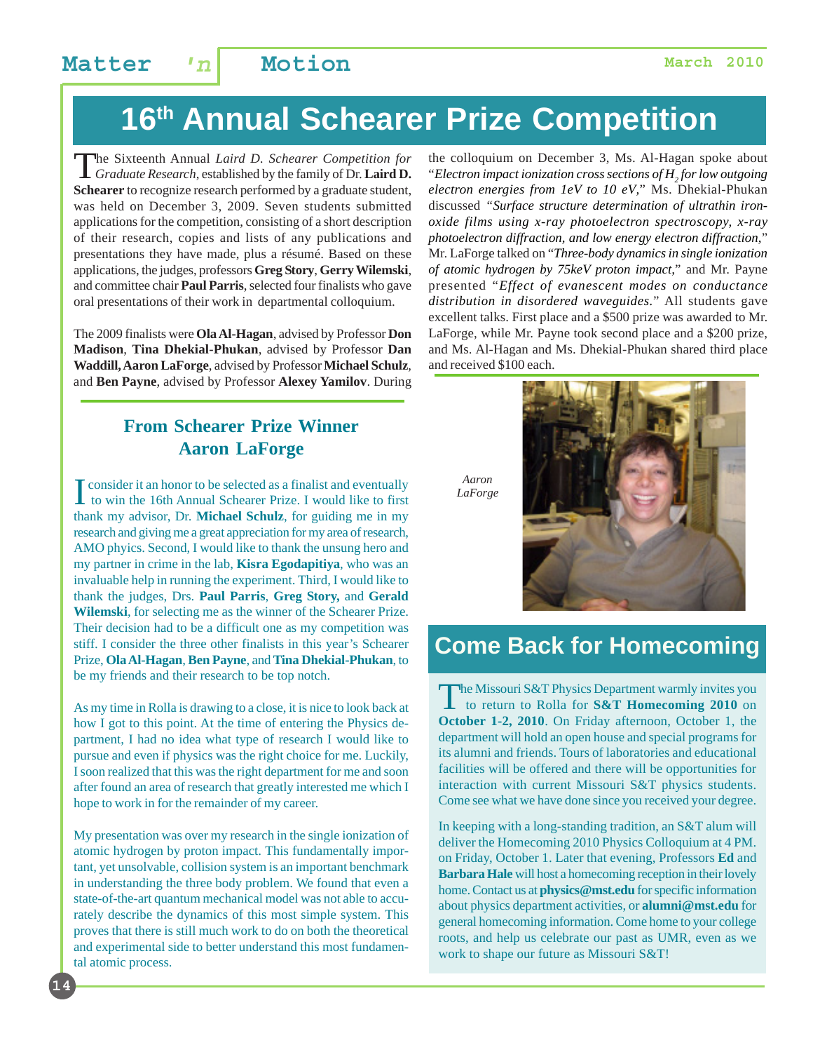# 16th Annual Schearer Prize Competition

The Sixteenth Annual *Laird D. Schearer Competition for Graduate Research*, established by the family of Dr. **Laird D. Schearer** to recognize research performed by a graduate student, was held on December 3, 2009. Seven students submitted applications for the competition, consisting of a short description of their research, copies and lists of any publications and presentations they have made, plus a résumé. Based on these applications, the judges, professors **Greg Story**, **Gerry Wilemski**, and committee chair **Paul Parris**, selected four finalists who gave oral presentations of their work in departmental colloquium.

The 2009 finalists were **Ola Al-Hagan**, advised by Professor **Don Madison**, **Tina Dhekial-Phukan**, advised by Professor **Dan Waddill, Aaron LaForge**, advised by Professor **Michael Schulz**, and **Ben Payne**, advised by Professor **Alexey Yamilov**. During the colloquium on December 3, Ms. Al-Hagan spoke about "*Electron impact ionization cross sections of $H_2$ for low outgoing electron energies from 1eV to 10 eV*," Ms. Dhekial-Phukan discussed "*Surface structure determination of ultrathin iron-oxide films using x-ray photoelectron spectroscopy, x-ray photoelectron diffraction, and low energy electron diffraction*," Mr. LaForge talked on "*Three-body dynamics in single ionization of atomic hydrogen by 75keV proton impact*," and Mr. Payne presented "*Effect of evanescent modes on conductance distribution in disordered waveguides*." All students gave excellent talks. First place and a $500 prize was awarded to Mr. LaForge, while Mr. Payne took second place and a $200 prize, and Ms. Al-Hagan and Ms. Dhekial-Phukan shared third place and received $100 each.

## From Schearer Prize Winner Aaron LaForge

I consider it an honor to be selected as a finalist and eventually to win the 16th Annual Schearer Prize. I would like to first thank my advisor, Dr. **Michael Schulz**, for guiding me in my research and giving me a great appreciation for my area of research, AMO phyics. Second, I would like to thank the unsung hero and my partner in crime in the lab, **Kisra Egodapitiya**, who was an invaluable help in running the experiment. Third, I would like to thank the judges, Drs. **Paul Parris**, **Greg Story,** and **Gerald Wilemski**, for selecting me as the winner of the Schearer Prize. Their decision had to be a difficult one as my competition was stiff. I consider the three other finalists in this year's Schearer Prize, **Ola Al-Hagan**, **Ben Payne**, and **Tina Dhekial-Phukan**, to be my friends and their research to be top notch.

As my time in Rolla is drawing to a close, it is nice to look back at how I got to this point. At the time of entering the Physics department, I had no idea what type of research I would like to pursue and even if physics was the right choice for me. Luckily, I soon realized that this was the right department for me and soon after found an area of research that greatly interested me which I hope to work in for the remainder of my career.

My presentation was over my research in the single ionization of atomic hydrogen by proton impact. This fundamentally important, yet unsolvable, collision system is an important benchmark in understanding the three body problem. We found that even a state-of-the-art quantum mechanical model was not able to accurately describe the dynamics of this most simple system. This proves that there is still much work to do on both the theoretical and experimental side to better understand this most fundamental atomic process.

*Aaron LaForge*

## Come Back for Homecoming

The Missouri S&T Physics Department warmly invites you to return to Rolla for **S&T Homecoming 2010** on **October 1-2, 2010**. On Friday afternoon, October 1, the department will hold an open house and special programs for its alumni and friends. Tours of laboratories and educational facilities will be offered and there will be opportunities for interaction with current Missouri S&T physics students. Come see what we have done since you received your degree.

In keeping with a long-standing tradition, an S&T alum will deliver the Homecoming 2010 Physics Colloquium at 4 PM. on Friday, October 1. Later that evening, Professors **Ed** and **Barbara Hale** will host a homecoming reception in their lovely home. Contact us at **physics@mst.edu** for specific information about physics department activities, or **alumni@mst.edu** for general homecoming information. Come home to your college roots, and help us celebrate our past as UMR, even as we work to shape our future as Missouri S&T!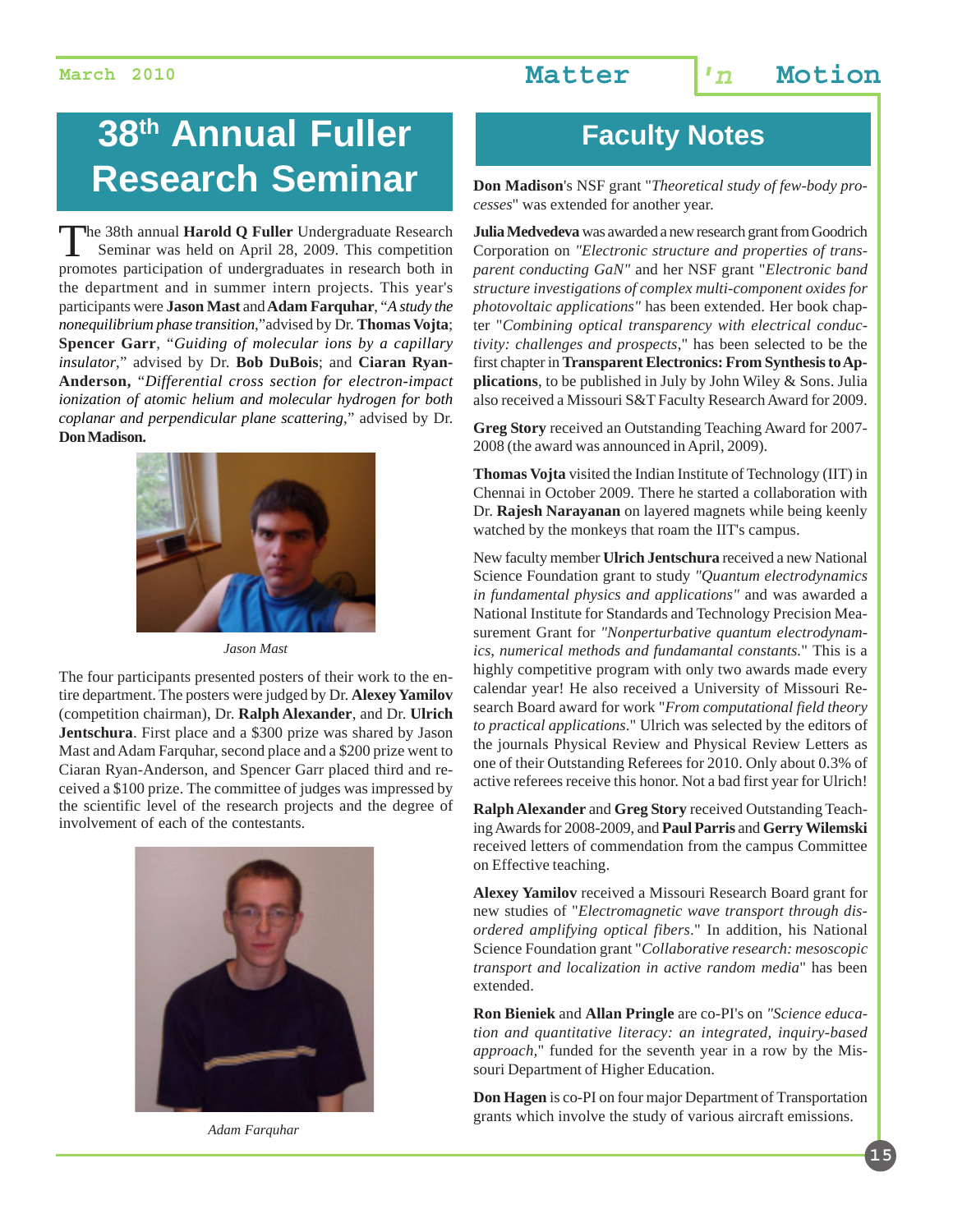# 38th Annual Fuller Research Seminar

The 38th annual **Harold Q Fuller** Undergraduate Research Seminar was held on April 28, 2009. This competition promotes participation of undergraduates in research both in the department and in summer intern projects. This year's participants were **Jason Mast** and **Adam Farquhar**, "*A study the nonequilibrium phase transition*," advised by Dr. **Thomas Vojta**; **Spencer Garr**, "*Guiding of molecular ions by a capillary insulator*," advised by Dr. **Bob DuBois**; and **Ciaran Ryan-Anderson,** "*Differential cross section for electron-impact ionization of atomic helium and molecular hydrogen for both coplanar and perpendicular plane scattering*," advised by Dr. **Don Madison.**

*Jason Mast*

The four participants presented posters of their work to the entire department. The posters were judged by Dr. **Alexey Yamilov** (competition chairman), Dr. **Ralph Alexander**, and Dr. **Ulrich Jentschura**. First place and a $300 prize was shared by Jason Mast and Adam Farquhar, second place and a $200 prize went to Ciaran Ryan-Anderson, and Spencer Garr placed third and received a $100 prize. The committee of judges was impressed by the scientific level of the research projects and the degree of involvement of each of the contestants.

*Adam Farquhar*

# Faculty Notes

**Don Madison**'s NSF grant "*Theoretical study of few-body processes*" was extended for another year.

**Julia Medvedeva** was awarded a new research grant from Goodrich Corporation on *"Electronic structure and properties of transparent conducting GaN"* and her NSF grant "*Electronic band structure investigations of complex multi-component oxides for photovoltaic applications"* has been extended. Her book chapter "*Combining optical transparency with electrical conductivity: challenges and prospects*," has been selected to be the first chapter in **Transparent Electronics: From Synthesis to Applications**, to be published in July by John Wiley & Sons. Julia also received a Missouri S&T Faculty Research Award for 2009.

**Greg Story** received an Outstanding Teaching Award for 2007-2008 (the award was announced in April, 2009).

**Thomas Vojta** visited the Indian Institute of Technology (IIT) in Chennai in October 2009. There he started a collaboration with Dr. **Rajesh Narayanan** on layered magnets while being keenly watched by the monkeys that roam the IIT's campus.

New faculty member **Ulrich Jentschura** received a new National Science Foundation grant to study *"Quantum electrodynamics in fundamental physics and applications"* and was awarded a National Institute for Standards and Technology Precision Measurement Grant for *"Nonperturbative quantum electrodynamics, numerical methods and fundamantal constants.*" This is a highly competitive program with only two awards made every calendar year! He also received a University of Missouri Research Board award for work "*From computational field theory to practical applications*." Ulrich was selected by the editors of the journals Physical Review and Physical Review Letters as one of their Outstanding Referees for 2010. Only about 0.3% of active referees receive this honor. Not a bad first year for Ulrich!

**Ralph Alexander** and **Greg Story** received Outstanding Teaching Awards for 2008-2009, and **Paul Parris** and **Gerry Wilemski** received letters of commendation from the campus Committee on Effective teaching.

**Alexey Yamilov** received a Missouri Research Board grant for new studies of "*Electromagnetic wave transport through disordered amplifying optical fibers*." In addition, his National Science Foundation grant "*Collaborative research: mesoscopic transport and localization in active random media*" has been extended.

**Ron Bieniek** and **Allan Pringle** are co-PI's on *"Science education and quantitative literacy: an integrated, inquiry-based approach,*" funded for the seventh year in a row by the Missouri Department of Higher Education.

**Don Hagen** is co-PI on four major Department of Transportation grants which involve the study of various aircraft emissions.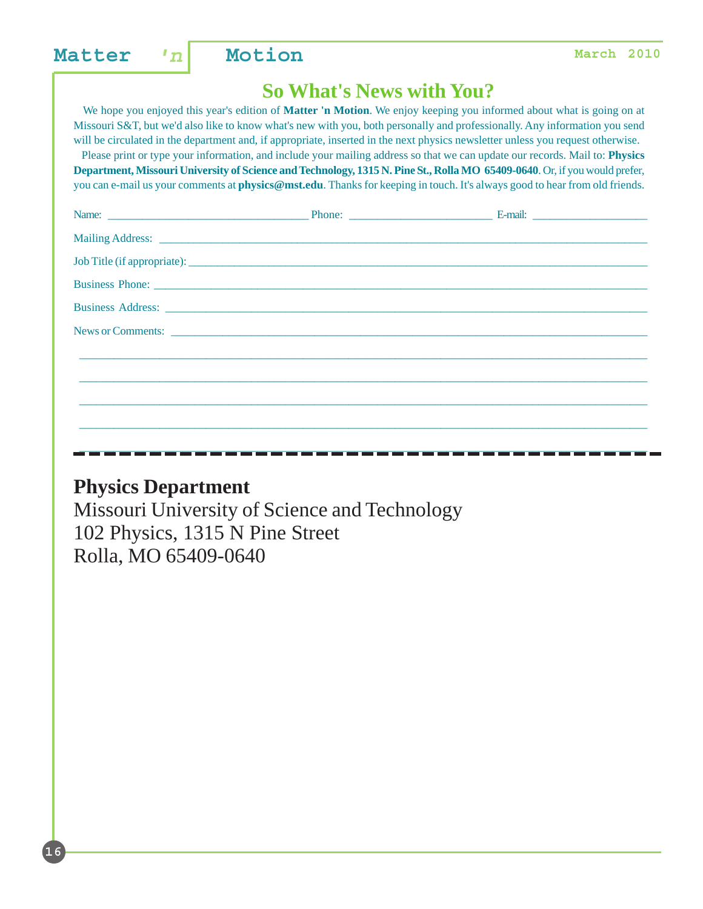## So What's News with You?

We hope you enjoyed this year's edition of **Matter 'n Motion**. We enjoy keeping you informed about what is going on at Missouri S&T, but we'd also like to know what's new with you, both personally and professionally. Any information you send will be circulated in the department and, if appropriate, inserted in the next physics newsletter unless you request otherwise.

Please print or type your information, and include your mailing address so that we can update our records. Mail to: **Physics Department, Missouri University of Science and Technology, 1315 N. Pine St., Rolla MO 65409-0640**. Or, if you would prefer, you can e-mail us your comments at **physics@mst.edu**. Thanks for keeping in touch. It's always good to hear from old friends.

Name: ______________________________ Phone: ______________________ E-mail: ____________________

Mailing Address: ________________________________________________________________________

Job Title (if appropriate): ________________________________________________________________

Business Phone: ________________________________________________________________________

Business Address: _______________________________________________________________________

News or Comments: ______________________________________________________________________

__________________________________________________________________________________________

__________________________________________________________________________________________

__________________________________________________________________________________________

__________________________________________________________________________________________

**Physics Department**
Missouri University of Science and Technology
102 Physics, 1315 N Pine Street
Rolla, MO 65409-0640